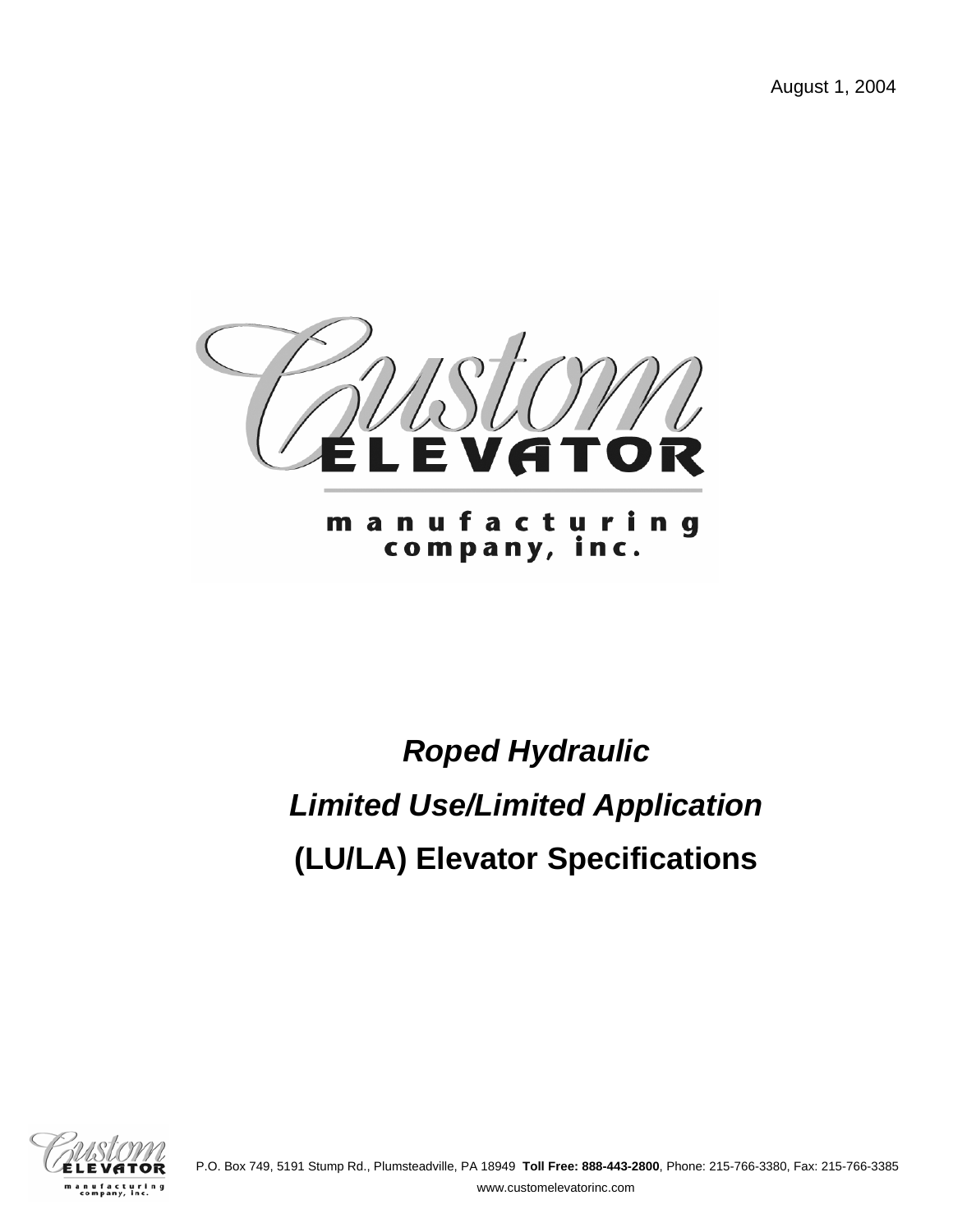August 1, 2004

Custom ELEVATOR manufacturing company, inc.

# *Roped Hydraulic*

# *Limited Use/Limited Application*

# (LU/LA) Elevator Specifications

P.O. Box 749, 5191 Stump Rd., Plumsteadville, PA 18949 **Toll Free: 888-443-2800**, Phone: 215-766-3380, Fax: 215-766-3385

www.customelevatorinc.com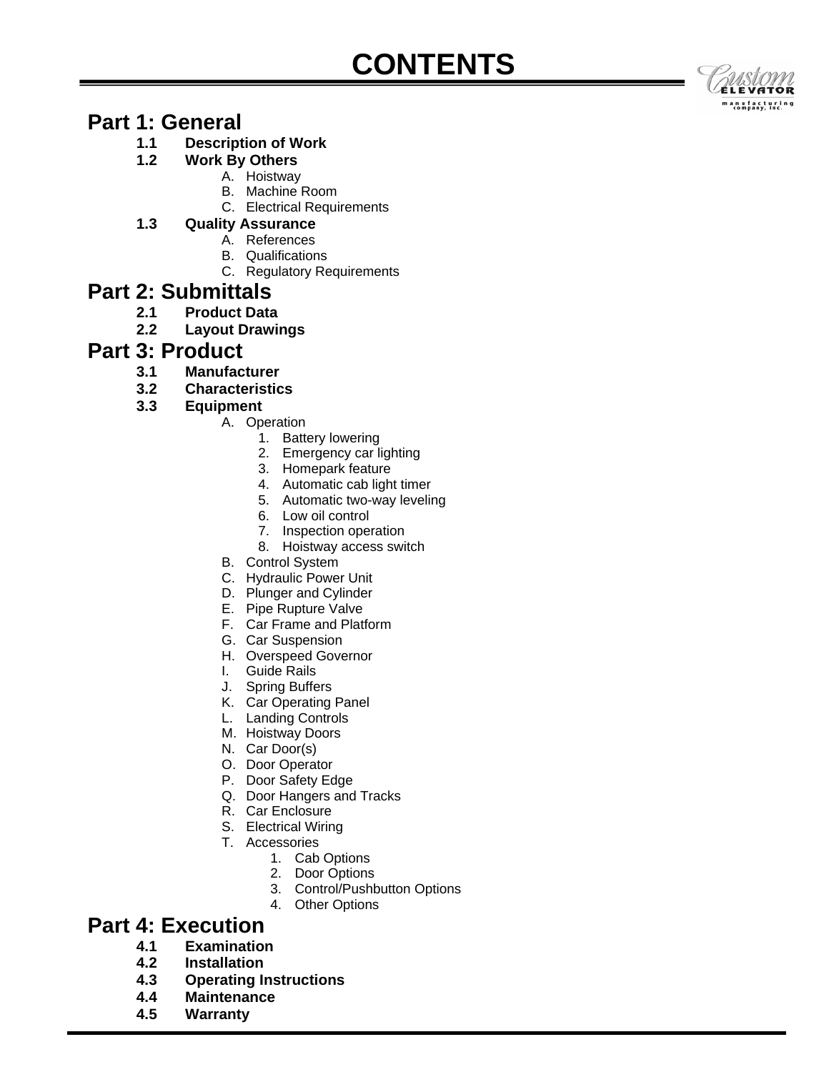# CONTENTS

## Part 1: General

- **1.1 Description of Work**
- **1.2 Work By Others**
  - A. Hoistway
  - B. Machine Room
  - C. Electrical Requirements
- **1.3 Quality Assurance**
  - A. References
  - B. Qualifications
  - C. Regulatory Requirements

## Part 2: Submittals

- **2.1 Product Data**
- **2.2 Layout Drawings**

## Part 3: Product

- **3.1 Manufacturer**
- **3.2 Characteristics**
- **3.3 Equipment**
  - A. Operation
    1. Battery lowering
    2. Emergency car lighting
    3. Homepark feature
    4. Automatic cab light timer
    5. Automatic two-way leveling
    6. Low oil control
    7. Inspection operation
    8. Hoistway access switch
  - B. Control System
  - C. Hydraulic Power Unit
  - D. Plunger and Cylinder
  - E. Pipe Rupture Valve
  - F. Car Frame and Platform
  - G. Car Suspension
  - H. Overspeed Governor
  - I. Guide Rails
  - J. Spring Buffers
  - K. Car Operating Panel
  - L. Landing Controls
  - M. Hoistway Doors
  - N. Car Door(s)
  - O. Door Operator
  - P. Door Safety Edge
  - Q. Door Hangers and Tracks
  - R. Car Enclosure
  - S. Electrical Wiring
  - T. Accessories
    1. Cab Options
    2. Door Options
    3. Control/Pushbutton Options
    4. Other Options

## Part 4: Execution

- **4.1 Examination**
- **4.2 Installation**
- **4.3 Operating Instructions**
- **4.4 Maintenance**
- **4.5 Warranty**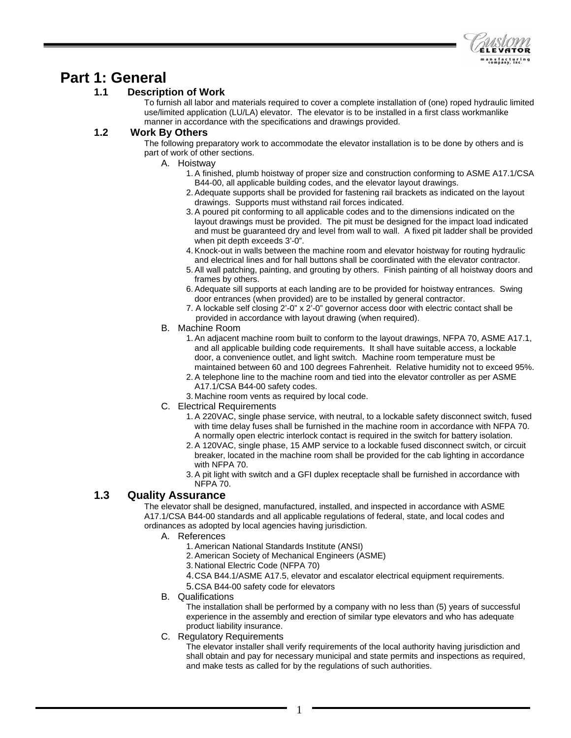# Part 1: General

## 1.1 Description of Work

To furnish all labor and materials required to cover a complete installation of (one) roped hydraulic limited use/limited application (LU/LA) elevator. The elevator is to be installed in a first class workmanlike manner in accordance with the specifications and drawings provided.

## 1.2 Work By Others

The following preparatory work to accommodate the elevator installation is to be done by others and is part of work of other sections.

A. Hoistway

1. A finished, plumb hoistway of proper size and construction conforming to ASME A17.1/CSA B44-00, all applicable building codes, and the elevator layout drawings.
2. Adequate supports shall be provided for fastening rail brackets as indicated on the layout drawings. Supports must withstand rail forces indicated.
3. A poured pit conforming to all applicable codes and to the dimensions indicated on the layout drawings must be provided. The pit must be designed for the impact load indicated and must be guaranteed dry and level from wall to wall. A fixed pit ladder shall be provided when pit depth exceeds 3'-0".
4. Knock-out in walls between the machine room and elevator hoistway for routing hydraulic and electrical lines and for hall buttons shall be coordinated with the elevator contractor.
5. All wall patching, painting, and grouting by others. Finish painting of all hoistway doors and frames by others.
6. Adequate sill supports at each landing are to be provided for hoistway entrances. Swing door entrances (when provided) are to be installed by general contractor.
7. A lockable self closing 2'-0" x 2'-0" governor access door with electric contact shall be provided in accordance with layout drawing (when required).

B. Machine Room

1. An adjacent machine room built to conform to the layout drawings, NFPA 70, ASME A17.1, and all applicable building code requirements. It shall have suitable access, a lockable door, a convenience outlet, and light switch. Machine room temperature must be maintained between 60 and 100 degrees Fahrenheit. Relative humidity not to exceed 95%.
2. A telephone line to the machine room and tied into the elevator controller as per ASME A17.1/CSA B44-00 safety codes.
3. Machine room vents as required by local code.

C. Electrical Requirements

1. A 220VAC, single phase service, with neutral, to a lockable safety disconnect switch, fused with time delay fuses shall be furnished in the machine room in accordance with NFPA 70. A normally open electric interlock contact is required in the switch for battery isolation.
2. A 120VAC, single phase, 15 AMP service to a lockable fused disconnect switch, or circuit breaker, located in the machine room shall be provided for the cab lighting in accordance with NFPA 70.
3. A pit light with switch and a GFI duplex receptacle shall be furnished in accordance with NFPA 70.

## 1.3 Quality Assurance

The elevator shall be designed, manufactured, installed, and inspected in accordance with ASME A17.1/CSA B44-00 standards and all applicable regulations of federal, state, and local codes and ordinances as adopted by local agencies having jurisdiction.

A. References

1. American National Standards Institute (ANSI)
2. American Society of Mechanical Engineers (ASME)
3. National Electric Code (NFPA 70)
4. CSA B44.1/ASME A17.5, elevator and escalator electrical equipment requirements.
5. CSA B44-00 safety code for elevators

B. Qualifications

The installation shall be performed by a company with no less than (5) years of successful experience in the assembly and erection of similar type elevators and who has adequate product liability insurance.

C. Regulatory Requirements

The elevator installer shall verify requirements of the local authority having jurisdiction and shall obtain and pay for necessary municipal and state permits and inspections as required, and make tests as called for by the regulations of such authorities.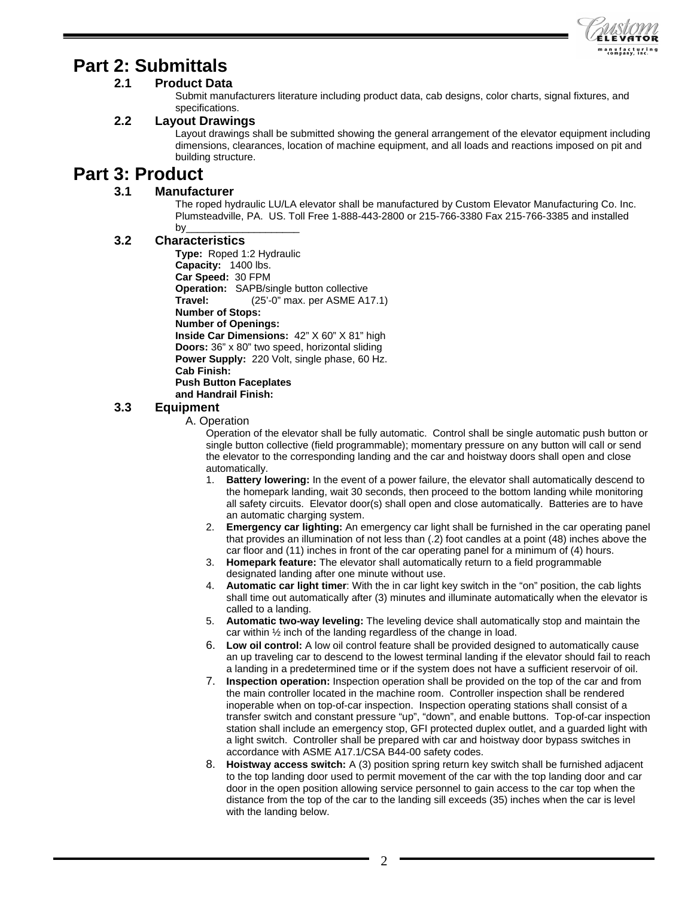# Part 2: Submittals

## 2.1 Product Data

Submit manufacturers literature including product data, cab designs, color charts, signal fixtures, and specifications.

## 2.2 Layout Drawings

Layout drawings shall be submitted showing the general arrangement of the elevator equipment including dimensions, clearances, location of machine equipment, and all loads and reactions imposed on pit and building structure.

# Part 3: Product

## 3.1 Manufacturer

The roped hydraulic LU/LA elevator shall be manufactured by Custom Elevator Manufacturing Co. Inc. Plumsteadville, PA. US. Toll Free 1-888-443-2800 or 215-766-3380 Fax 215-766-3385 and installed by____________________

## 3.2 Characteristics

**Type:** Roped 1:2 Hydraulic
**Capacity:** 1400 lbs.
**Car Speed:** 30 FPM
**Operation:** SAPB/single button collective
**Travel:** (25'-0" max. per ASME A17.1)
**Number of Stops:**
**Number of Openings:**
**Inside Car Dimensions:** 42" X 60" X 81" high
**Doors:** 36" x 80" two speed, horizontal sliding
**Power Supply:** 220 Volt, single phase, 60 Hz.
**Cab Finish:**
**Push Button Faceplates and Handrail Finish:**

## 3.3 Equipment

A. Operation

Operation of the elevator shall be fully automatic. Control shall be single automatic push button or single button collective (field programmable); momentary pressure on any button will call or send the elevator to the corresponding landing and the car and hoistway doors shall open and close automatically.

1. **Battery lowering:** In the event of a power failure, the elevator shall automatically descend to the homepark landing, wait 30 seconds, then proceed to the bottom landing while monitoring all safety circuits. Elevator door(s) shall open and close automatically. Batteries are to have an automatic charging system.
2. **Emergency car lighting:** An emergency car light shall be furnished in the car operating panel that provides an illumination of not less than (.2) foot candles at a point (48) inches above the car floor and (11) inches in front of the car operating panel for a minimum of (4) hours.
3. **Homepark feature:** The elevator shall automatically return to a field programmable designated landing after one minute without use.
4. **Automatic car light timer**: With the in car light key switch in the "on" position, the cab lights shall time out automatically after (3) minutes and illuminate automatically when the elevator is called to a landing.
5. **Automatic two-way leveling:** The leveling device shall automatically stop and maintain the car within ½ inch of the landing regardless of the change in load.
6. **Low oil control:** A low oil control feature shall be provided designed to automatically cause an up traveling car to descend to the lowest terminal landing if the elevator should fail to reach a landing in a predetermined time or if the system does not have a sufficient reservoir of oil.
7. **Inspection operation:** Inspection operation shall be provided on the top of the car and from the main controller located in the machine room. Controller inspection shall be rendered inoperable when on top-of-car inspection. Inspection operating stations shall consist of a transfer switch and constant pressure "up", "down", and enable buttons. Top-of-car inspection station shall include an emergency stop, GFI protected duplex outlet, and a guarded light with a light switch. Controller shall be prepared with car and hoistway door bypass switches in accordance with ASME A17.1/CSA B44-00 safety codes.
8. **Hoistway access switch:** A (3) position spring return key switch shall be furnished adjacent to the top landing door used to permit movement of the car with the top landing door and car door in the open position allowing service personnel to gain access to the car top when the distance from the top of the car to the landing sill exceeds (35) inches when the car is level with the landing below.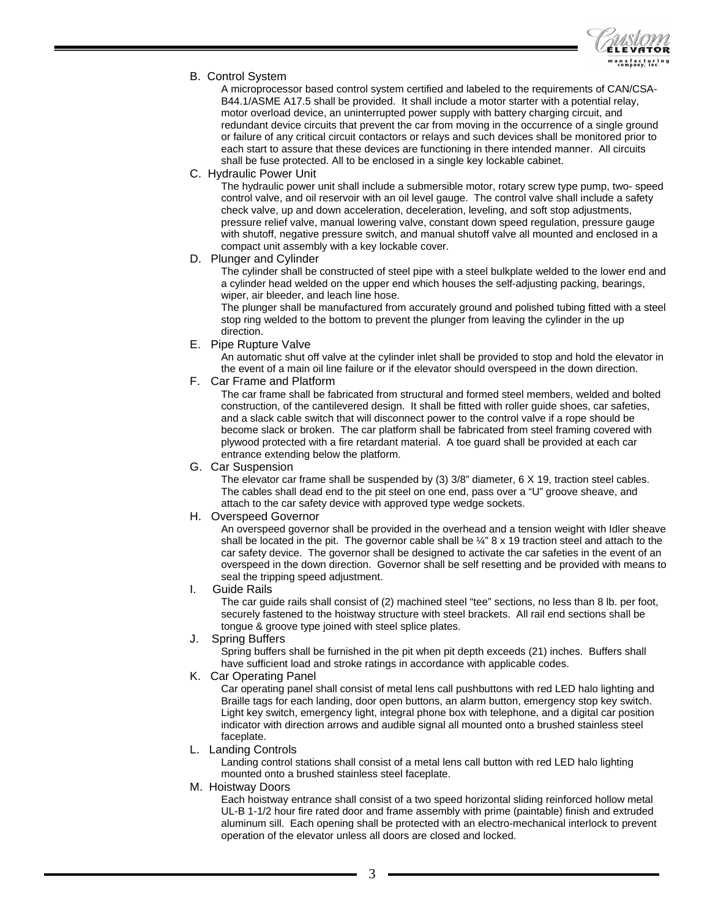B. Control System

A microprocessor based control system certified and labeled to the requirements of CAN/CSA-B44.1/ASME A17.5 shall be provided. It shall include a motor starter with a potential relay, motor overload device, an uninterrupted power supply with battery charging circuit, and redundant device circuits that prevent the car from moving in the occurrence of a single ground or failure of any critical circuit contactors or relays and such devices shall be monitored prior to each start to assure that these devices are functioning in there intended manner. All circuits shall be fuse protected. All to be enclosed in a single key lockable cabinet.

C. Hydraulic Power Unit

The hydraulic power unit shall include a submersible motor, rotary screw type pump, two- speed control valve, and oil reservoir with an oil level gauge. The control valve shall include a safety check valve, up and down acceleration, deceleration, leveling, and soft stop adjustments, pressure relief valve, manual lowering valve, constant down speed regulation, pressure gauge with shutoff, negative pressure switch, and manual shutoff valve all mounted and enclosed in a compact unit assembly with a key lockable cover.

D. Plunger and Cylinder

The cylinder shall be constructed of steel pipe with a steel bulkplate welded to the lower end and a cylinder head welded on the upper end which houses the self-adjusting packing, bearings, wiper, air bleeder, and leach line hose.

The plunger shall be manufactured from accurately ground and polished tubing fitted with a steel stop ring welded to the bottom to prevent the plunger from leaving the cylinder in the up direction.

E. Pipe Rupture Valve

An automatic shut off valve at the cylinder inlet shall be provided to stop and hold the elevator in the event of a main oil line failure or if the elevator should overspeed in the down direction.

F. Car Frame and Platform

The car frame shall be fabricated from structural and formed steel members, welded and bolted construction, of the cantilevered design. It shall be fitted with roller guide shoes, car safeties, and a slack cable switch that will disconnect power to the control valve if a rope should be become slack or broken. The car platform shall be fabricated from steel framing covered with plywood protected with a fire retardant material. A toe guard shall be provided at each car entrance extending below the platform.

G. Car Suspension

The elevator car frame shall be suspended by (3) 3/8" diameter, 6 X 19, traction steel cables. The cables shall dead end to the pit steel on one end, pass over a "U" groove sheave, and attach to the car safety device with approved type wedge sockets.

H. Overspeed Governor

An overspeed governor shall be provided in the overhead and a tension weight with Idler sheave shall be located in the pit. The governor cable shall be ¼" 8 x 19 traction steel and attach to the car safety device. The governor shall be designed to activate the car safeties in the event of an overspeed in the down direction. Governor shall be self resetting and be provided with means to seal the tripping speed adjustment.

I. Guide Rails

The car guide rails shall consist of (2) machined steel "tee" sections, no less than 8 lb. per foot, securely fastened to the hoistway structure with steel brackets. All rail end sections shall be tongue & groove type joined with steel splice plates.

J. Spring Buffers

Spring buffers shall be furnished in the pit when pit depth exceeds (21) inches. Buffers shall have sufficient load and stroke ratings in accordance with applicable codes.

K. Car Operating Panel

Car operating panel shall consist of metal lens call pushbuttons with red LED halo lighting and Braille tags for each landing, door open buttons, an alarm button, emergency stop key switch. Light key switch, emergency light, integral phone box with telephone, and a digital car position indicator with direction arrows and audible signal all mounted onto a brushed stainless steel faceplate.

L. Landing Controls

Landing control stations shall consist of a metal lens call button with red LED halo lighting mounted onto a brushed stainless steel faceplate.

M. Hoistway Doors

Each hoistway entrance shall consist of a two speed horizontal sliding reinforced hollow metal UL-B 1-1/2 hour fire rated door and frame assembly with prime (paintable) finish and extruded aluminum sill. Each opening shall be protected with an electro-mechanical interlock to prevent operation of the elevator unless all doors are closed and locked.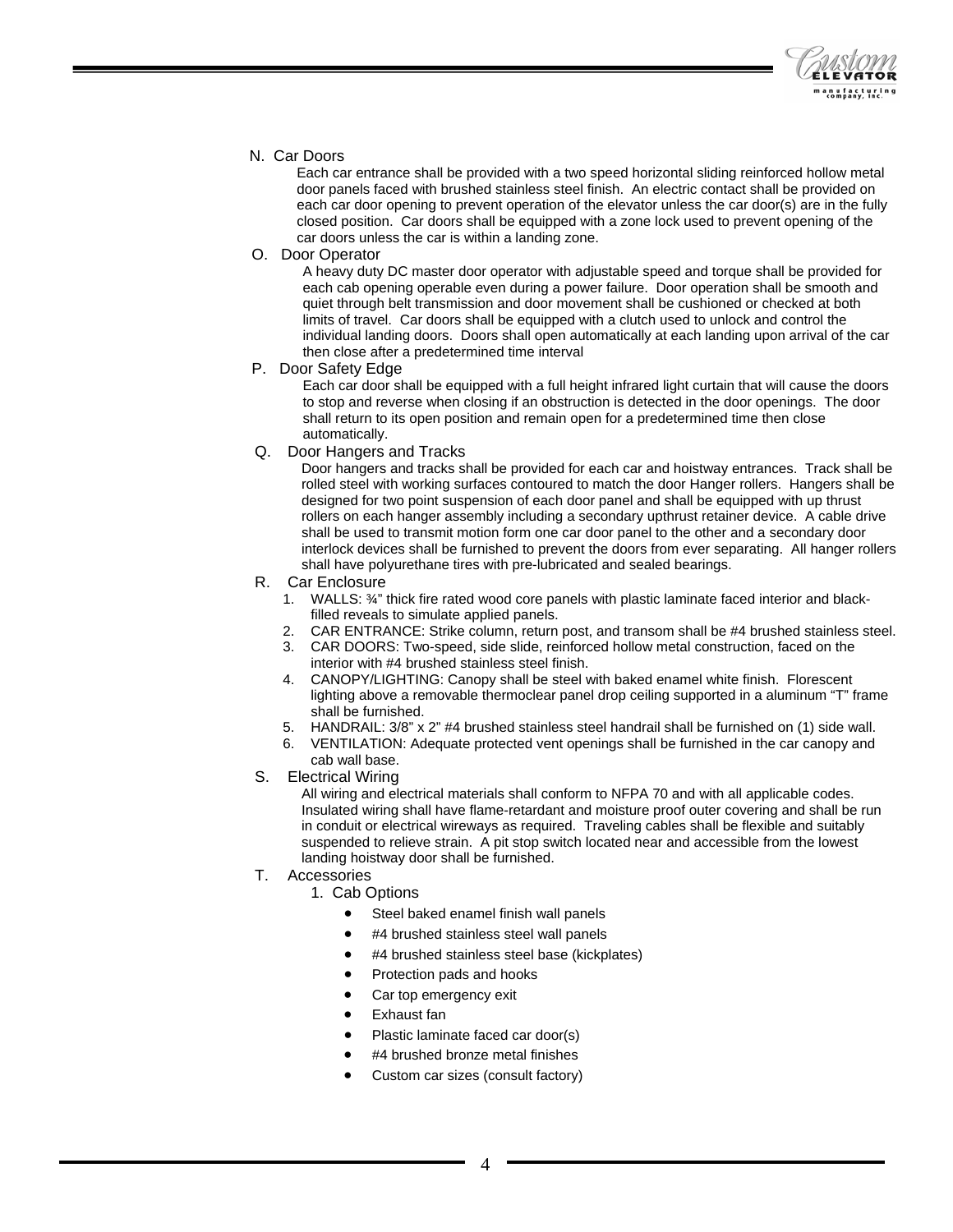N. Car Doors

Each car entrance shall be provided with a two speed horizontal sliding reinforced hollow metal door panels faced with brushed stainless steel finish. An electric contact shall be provided on each car door opening to prevent operation of the elevator unless the car door(s) are in the fully closed position. Car doors shall be equipped with a zone lock used to prevent opening of the car doors unless the car is within a landing zone.

O. Door Operator

A heavy duty DC master door operator with adjustable speed and torque shall be provided for each cab opening operable even during a power failure. Door operation shall be smooth and quiet through belt transmission and door movement shall be cushioned or checked at both limits of travel. Car doors shall be equipped with a clutch used to unlock and control the individual landing doors. Doors shall open automatically at each landing upon arrival of the car then close after a predetermined time interval

P. Door Safety Edge

Each car door shall be equipped with a full height infrared light curtain that will cause the doors to stop and reverse when closing if an obstruction is detected in the door openings. The door shall return to its open position and remain open for a predetermined time then close automatically.

Q. Door Hangers and Tracks

Door hangers and tracks shall be provided for each car and hoistway entrances. Track shall be rolled steel with working surfaces contoured to match the door Hanger rollers. Hangers shall be designed for two point suspension of each door panel and shall be equipped with up thrust rollers on each hanger assembly including a secondary upthrust retainer device. A cable drive shall be used to transmit motion form one car door panel to the other and a secondary door interlock devices shall be furnished to prevent the doors from ever separating. All hanger rollers shall have polyurethane tires with pre-lubricated and sealed bearings.

R. Car Enclosure

1. WALLS: ¾" thick fire rated wood core panels with plastic laminate faced interior and black-filled reveals to simulate applied panels.
2. CAR ENTRANCE: Strike column, return post, and transom shall be #4 brushed stainless steel.
3. CAR DOORS: Two-speed, side slide, reinforced hollow metal construction, faced on the interior with #4 brushed stainless steel finish.
4. CANOPY/LIGHTING: Canopy shall be steel with baked enamel white finish. Florescent lighting above a removable thermoclear panel drop ceiling supported in a aluminum "T" frame shall be furnished.
5. HANDRAIL: 3/8" x 2" #4 brushed stainless steel handrail shall be furnished on (1) side wall.
6. VENTILATION: Adequate protected vent openings shall be furnished in the car canopy and cab wall base.

S. Electrical Wiring

All wiring and electrical materials shall conform to NFPA 70 and with all applicable codes. Insulated wiring shall have flame-retardant and moisture proof outer covering and shall be run in conduit or electrical wireways as required. Traveling cables shall be flexible and suitably suspended to relieve strain. A pit stop switch located near and accessible from the lowest landing hoistway door shall be furnished.

T. Accessories

1. Cab Options
   - Steel baked enamel finish wall panels
   - #4 brushed stainless steel wall panels
   - #4 brushed stainless steel base (kickplates)
   - Protection pads and hooks
   - Car top emergency exit
   - Exhaust fan
   - Plastic laminate faced car door(s)
   - #4 brushed bronze metal finishes
   - Custom car sizes (consult factory)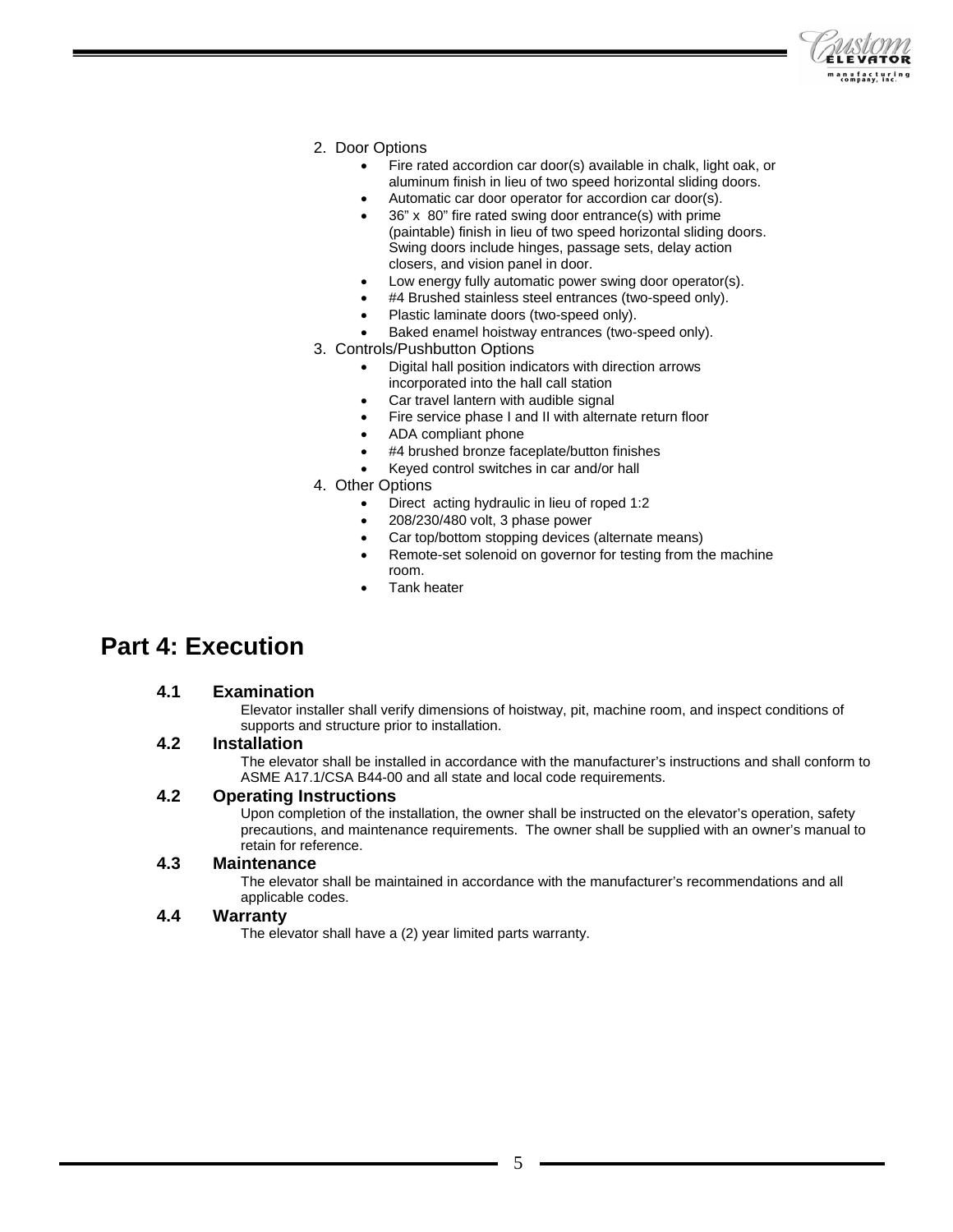2. Door Options
   - Fire rated accordion car door(s) available in chalk, light oak, or aluminum finish in lieu of two speed horizontal sliding doors.
   - Automatic car door operator for accordion car door(s).
   - 36" x 80" fire rated swing door entrance(s) with prime (paintable) finish in lieu of two speed horizontal sliding doors. Swing doors include hinges, passage sets, delay action closers, and vision panel in door.
   - Low energy fully automatic power swing door operator(s).
   - #4 Brushed stainless steel entrances (two-speed only).
   - Plastic laminate doors (two-speed only).
   - Baked enamel hoistway entrances (two-speed only).
3. Controls/Pushbutton Options
   - Digital hall position indicators with direction arrows incorporated into the hall call station
   - Car travel lantern with audible signal
   - Fire service phase I and II with alternate return floor
   - ADA compliant phone
   - #4 brushed bronze faceplate/button finishes
   - Keyed control switches in car and/or hall
4. Other Options
   - Direct acting hydraulic in lieu of roped 1:2
   - 208/230/480 volt, 3 phase power
   - Car top/bottom stopping devices (alternate means)
   - Remote-set solenoid on governor for testing from the machine room.
   - Tank heater

# Part 4: Execution

### 4.1 Examination

Elevator installer shall verify dimensions of hoistway, pit, machine room, and inspect conditions of supports and structure prior to installation.

### 4.2 Installation

The elevator shall be installed in accordance with the manufacturer's instructions and shall conform to ASME A17.1/CSA B44-00 and all state and local code requirements.

### 4.2 Operating Instructions

Upon completion of the installation, the owner shall be instructed on the elevator's operation, safety precautions, and maintenance requirements. The owner shall be supplied with an owner's manual to retain for reference.

### 4.3 Maintenance

The elevator shall be maintained in accordance with the manufacturer's recommendations and all applicable codes.

### 4.4 Warranty

The elevator shall have a (2) year limited parts warranty.